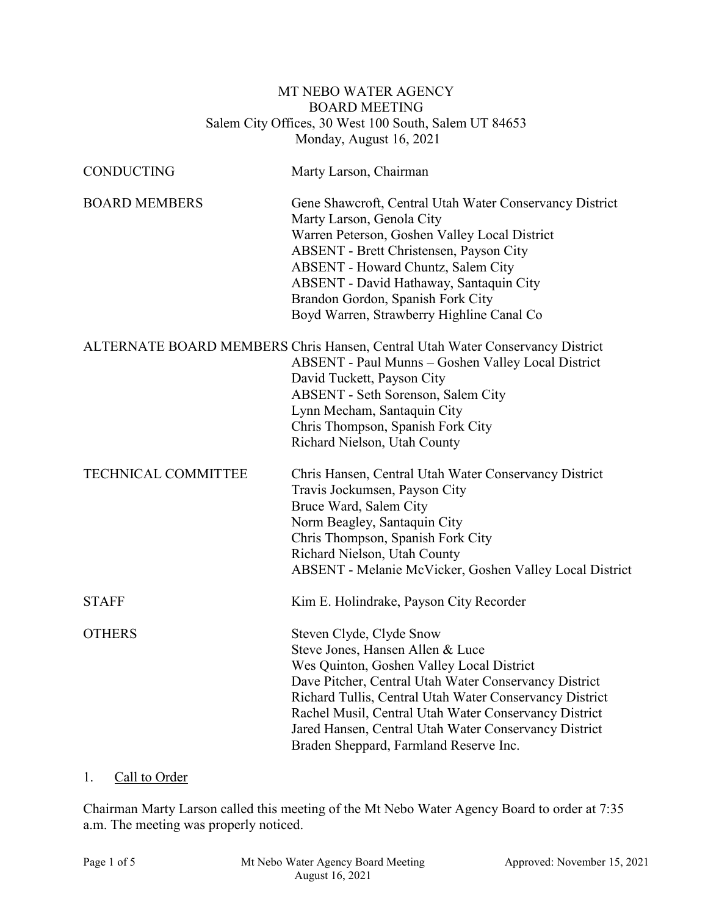# MT NEBO WATER AGENCY
## BOARD MEETING
Salem City Offices, 30 West 100 South, Salem UT 84653
Monday, August 16, 2021

| | |
|---|---|
| CONDUCTING | Marty Larson, Chairman |
| BOARD MEMBERS | Gene Shawcroft, Central Utah Water Conservancy District<br>Marty Larson, Genola City<br>Warren Peterson, Goshen Valley Local District<br>ABSENT - Brett Christensen, Payson City<br>ABSENT - Howard Chuntz, Salem City<br>ABSENT - David Hathaway, Santaquin City<br>Brandon Gordon, Spanish Fork City<br>Boyd Warren, Strawberry Highline Canal Co |
| ALTERNATE BOARD MEMBERS | Chris Hansen, Central Utah Water Conservancy District<br>ABSENT - Paul Munns – Goshen Valley Local District<br>David Tuckett, Payson City<br>ABSENT - Seth Sorenson, Salem City<br>Lynn Mecham, Santaquin City<br>Chris Thompson, Spanish Fork City<br>Richard Nielson, Utah County |
| TECHNICAL COMMITTEE | Chris Hansen, Central Utah Water Conservancy District<br>Travis Jockumsen, Payson City<br>Bruce Ward, Salem City<br>Norm Beagley, Santaquin City<br>Chris Thompson, Spanish Fork City<br>Richard Nielson, Utah County<br>ABSENT - Melanie McVicker, Goshen Valley Local District |
| STAFF | Kim E. Holindrake, Payson City Recorder |
| OTHERS | Steven Clyde, Clyde Snow<br>Steve Jones, Hansen Allen & Luce<br>Wes Quinton, Goshen Valley Local District<br>Dave Pitcher, Central Utah Water Conservancy District<br>Richard Tullis, Central Utah Water Conservancy District<br>Rachel Musil, Central Utah Water Conservancy District<br>Jared Hansen, Central Utah Water Conservancy District<br>Braden Sheppard, Farmland Reserve Inc. |

1. Call to Order

Chairman Marty Larson called this meeting of the Mt Nebo Water Agency Board to order at 7:35 a.m. The meeting was properly noticed.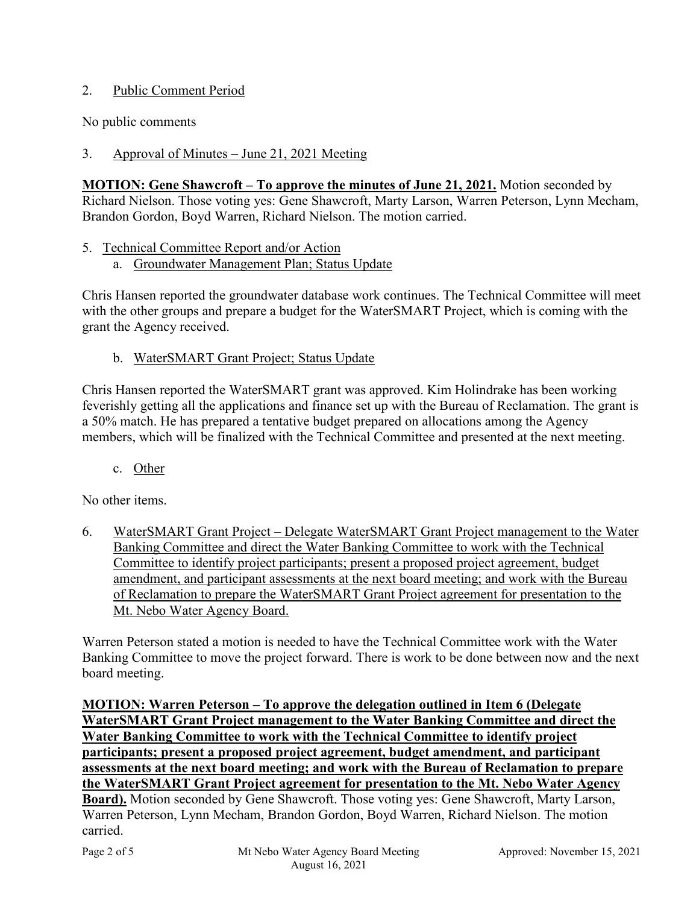2. <u>Public Comment Period</u>

No public comments

3. <u>Approval of Minutes – June 21, 2021 Meeting</u>

**<u>MOTION: Gene Shawcroft – To approve the minutes of June 21, 2021.</u>** Motion seconded by Richard Nielson. Those voting yes: Gene Shawcroft, Marty Larson, Warren Peterson, Lynn Mecham, Brandon Gordon, Boyd Warren, Richard Nielson. The motion carried.

5. <u>Technical Committee Report and/or Action</u>
   a. <u>Groundwater Management Plan; Status Update</u>

Chris Hansen reported the groundwater database work continues. The Technical Committee will meet with the other groups and prepare a budget for the WaterSMART Project, which is coming with the grant the Agency received.

   b. <u>WaterSMART Grant Project; Status Update</u>

Chris Hansen reported the WaterSMART grant was approved. Kim Holindrake has been working feverishly getting all the applications and finance set up with the Bureau of Reclamation. The grant is a 50% match. He has prepared a tentative budget prepared on allocations among the Agency members, which will be finalized with the Technical Committee and presented at the next meeting.

   c. <u>Other</u>

No other items.

6. <u>WaterSMART Grant Project – Delegate WaterSMART Grant Project management to the Water Banking Committee and direct the Water Banking Committee to work with the Technical Committee to identify project participants; present a proposed project agreement, budget amendment, and participant assessments at the next board meeting; and work with the Bureau of Reclamation to prepare the WaterSMART Grant Project agreement for presentation to the Mt. Nebo Water Agency Board.</u>

Warren Peterson stated a motion is needed to have the Technical Committee work with the Water Banking Committee to move the project forward. There is work to be done between now and the next board meeting.

**<u>MOTION: Warren Peterson – To approve the delegation outlined in Item 6 (Delegate WaterSMART Grant Project management to the Water Banking Committee and direct the Water Banking Committee to work with the Technical Committee to identify project participants; present a proposed project agreement, budget amendment, and participant assessments at the next board meeting; and work with the Bureau of Reclamation to prepare the WaterSMART Grant Project agreement for presentation to the Mt. Nebo Water Agency Board).</u>** Motion seconded by Gene Shawcroft. Those voting yes: Gene Shawcroft, Marty Larson, Warren Peterson, Lynn Mecham, Brandon Gordon, Boyd Warren, Richard Nielson. The motion carried.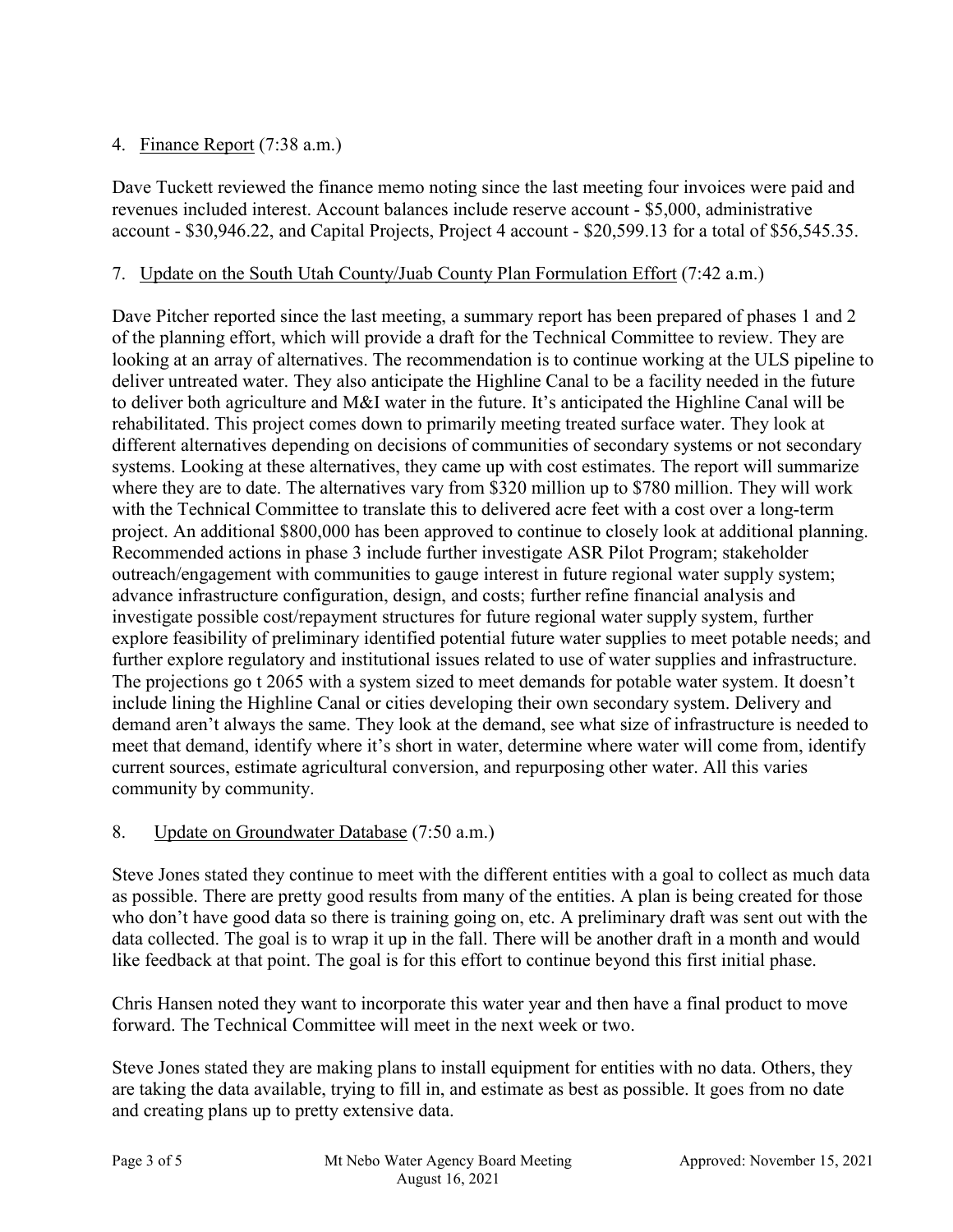4. Finance Report (7:38 a.m.)

Dave Tuckett reviewed the finance memo noting since the last meeting four invoices were paid and revenues included interest. Account balances include reserve account - $5,000, administrative account - $30,946.22, and Capital Projects, Project 4 account - $20,599.13 for a total of $56,545.35.

7. Update on the South Utah County/Juab County Plan Formulation Effort (7:42 a.m.)

Dave Pitcher reported since the last meeting, a summary report has been prepared of phases 1 and 2 of the planning effort, which will provide a draft for the Technical Committee to review. They are looking at an array of alternatives. The recommendation is to continue working at the ULS pipeline to deliver untreated water. They also anticipate the Highline Canal to be a facility needed in the future to deliver both agriculture and M&I water in the future. It's anticipated the Highline Canal will be rehabilitated. This project comes down to primarily meeting treated surface water. They look at different alternatives depending on decisions of communities of secondary systems or not secondary systems. Looking at these alternatives, they came up with cost estimates. The report will summarize where they are to date. The alternatives vary from $320 million up to $780 million. They will work with the Technical Committee to translate this to delivered acre feet with a cost over a long-term project. An additional $800,000 has been approved to continue to closely look at additional planning. Recommended actions in phase 3 include further investigate ASR Pilot Program; stakeholder outreach/engagement with communities to gauge interest in future regional water supply system; advance infrastructure configuration, design, and costs; further refine financial analysis and investigate possible cost/repayment structures for future regional water supply system, further explore feasibility of preliminary identified potential future water supplies to meet potable needs; and further explore regulatory and institutional issues related to use of water supplies and infrastructure. The projections go t 2065 with a system sized to meet demands for potable water system. It doesn't include lining the Highline Canal or cities developing their own secondary system. Delivery and demand aren't always the same. They look at the demand, see what size of infrastructure is needed to meet that demand, identify where it's short in water, determine where water will come from, identify current sources, estimate agricultural conversion, and repurposing other water. All this varies community by community.

8. Update on Groundwater Database (7:50 a.m.)

Steve Jones stated they continue to meet with the different entities with a goal to collect as much data as possible. There are pretty good results from many of the entities. A plan is being created for those who don't have good data so there is training going on, etc. A preliminary draft was sent out with the data collected. The goal is to wrap it up in the fall. There will be another draft in a month and would like feedback at that point. The goal is for this effort to continue beyond this first initial phase.

Chris Hansen noted they want to incorporate this water year and then have a final product to move forward. The Technical Committee will meet in the next week or two.

Steve Jones stated they are making plans to install equipment for entities with no data. Others, they are taking the data available, trying to fill in, and estimate as best as possible. It goes from no date and creating plans up to pretty extensive data.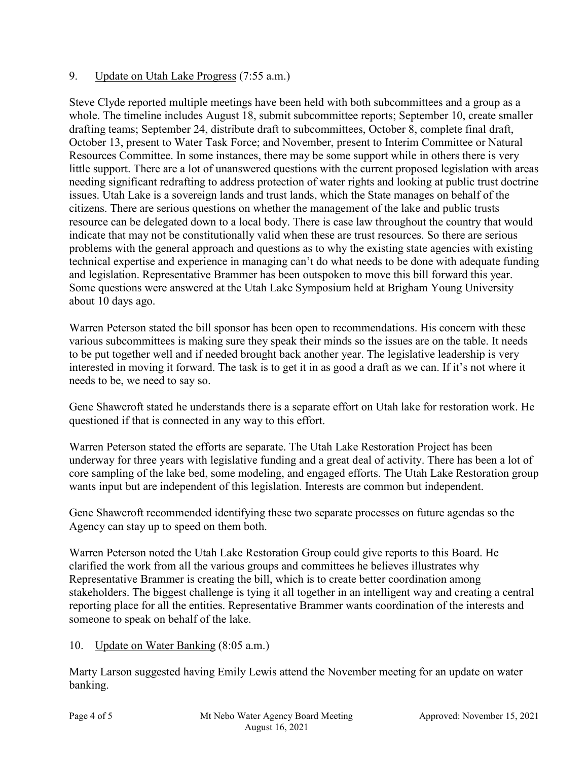9. Update on Utah Lake Progress (7:55 a.m.)

Steve Clyde reported multiple meetings have been held with both subcommittees and a group as a whole. The timeline includes August 18, submit subcommittee reports; September 10, create smaller drafting teams; September 24, distribute draft to subcommittees, October 8, complete final draft, October 13, present to Water Task Force; and November, present to Interim Committee or Natural Resources Committee. In some instances, there may be some support while in others there is very little support. There are a lot of unanswered questions with the current proposed legislation with areas needing significant redrafting to address protection of water rights and looking at public trust doctrine issues. Utah Lake is a sovereign lands and trust lands, which the State manages on behalf of the citizens. There are serious questions on whether the management of the lake and public trusts resource can be delegated down to a local body. There is case law throughout the country that would indicate that may not be constitutionally valid when these are trust resources. So there are serious problems with the general approach and questions as to why the existing state agencies with existing technical expertise and experience in managing can't do what needs to be done with adequate funding and legislation. Representative Brammer has been outspoken to move this bill forward this year. Some questions were answered at the Utah Lake Symposium held at Brigham Young University about 10 days ago.

Warren Peterson stated the bill sponsor has been open to recommendations. His concern with these various subcommittees is making sure they speak their minds so the issues are on the table. It needs to be put together well and if needed brought back another year. The legislative leadership is very interested in moving it forward. The task is to get it in as good a draft as we can. If it's not where it needs to be, we need to say so.

Gene Shawcroft stated he understands there is a separate effort on Utah lake for restoration work. He questioned if that is connected in any way to this effort.

Warren Peterson stated the efforts are separate. The Utah Lake Restoration Project has been underway for three years with legislative funding and a great deal of activity. There has been a lot of core sampling of the lake bed, some modeling, and engaged efforts. The Utah Lake Restoration group wants input but are independent of this legislation. Interests are common but independent.

Gene Shawcroft recommended identifying these two separate processes on future agendas so the Agency can stay up to speed on them both.

Warren Peterson noted the Utah Lake Restoration Group could give reports to this Board. He clarified the work from all the various groups and committees he believes illustrates why Representative Brammer is creating the bill, which is to create better coordination among stakeholders. The biggest challenge is tying it all together in an intelligent way and creating a central reporting place for all the entities. Representative Brammer wants coordination of the interests and someone to speak on behalf of the lake.

10. Update on Water Banking (8:05 a.m.)

Marty Larson suggested having Emily Lewis attend the November meeting for an update on water banking.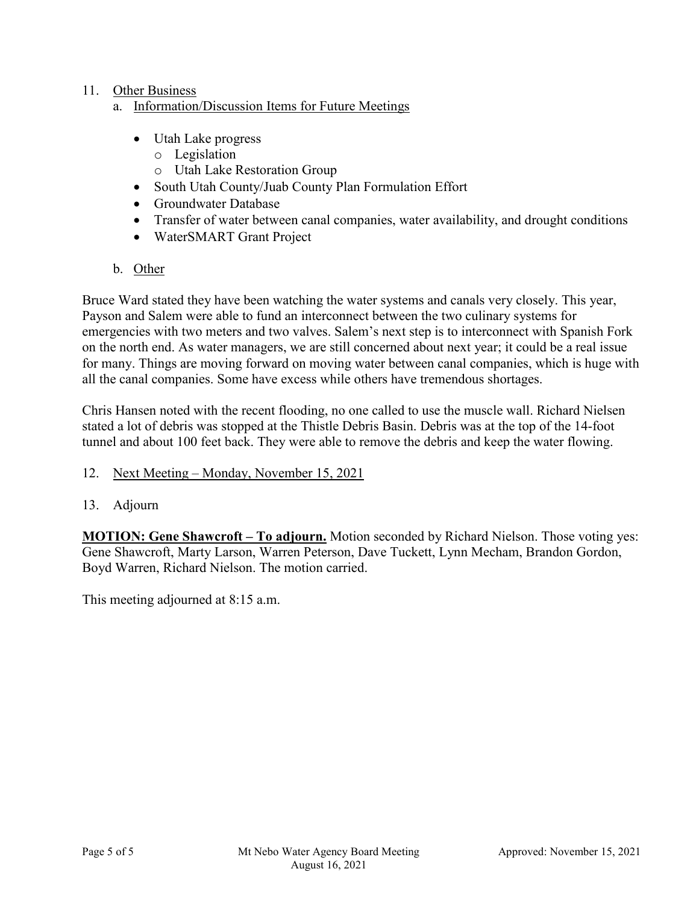11. Other Business
    a. Information/Discussion Items for Future Meetings

        - Utah Lake progress
            - Legislation
            - Utah Lake Restoration Group
        - South Utah County/Juab County Plan Formulation Effort
        - Groundwater Database
        - Transfer of water between canal companies, water availability, and drought conditions
        - WaterSMART Grant Project

    b. Other

Bruce Ward stated they have been watching the water systems and canals very closely. This year, Payson and Salem were able to fund an interconnect between the two culinary systems for emergencies with two meters and two valves. Salem's next step is to interconnect with Spanish Fork on the north end. As water managers, we are still concerned about next year; it could be a real issue for many. Things are moving forward on moving water between canal companies, which is huge with all the canal companies. Some have excess while others have tremendous shortages.

Chris Hansen noted with the recent flooding, no one called to use the muscle wall. Richard Nielsen stated a lot of debris was stopped at the Thistle Debris Basin. Debris was at the top of the 14-foot tunnel and about 100 feet back. They were able to remove the debris and keep the water flowing.

12. Next Meeting – Monday, November 15, 2021

13. Adjourn

**MOTION: Gene Shawcroft – To adjourn.** Motion seconded by Richard Nielson. Those voting yes: Gene Shawcroft, Marty Larson, Warren Peterson, Dave Tuckett, Lynn Mecham, Brandon Gordon, Boyd Warren, Richard Nielson. The motion carried.

This meeting adjourned at 8:15 a.m.